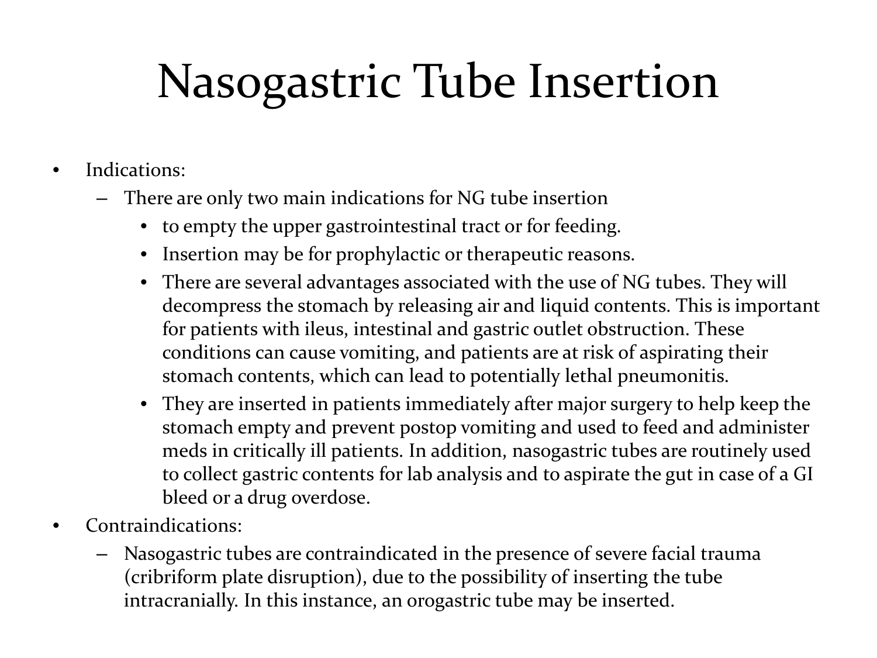# Nasogastric Tube Insertion

- Indications:
  - There are only two main indications for NG tube insertion
    - to empty the upper gastrointestinal tract or for feeding.
    - Insertion may be for prophylactic or therapeutic reasons.
    - There are several advantages associated with the use of NG tubes. They will decompress the stomach by releasing air and liquid contents. This is important for patients with ileus, intestinal and gastric outlet obstruction. These conditions can cause vomiting, and patients are at risk of aspirating their stomach contents, which can lead to potentially lethal pneumonitis.
    - They are inserted in patients immediately after major surgery to help keep the stomach empty and prevent postop vomiting and used to feed and administer meds in critically ill patients. In addition, nasogastric tubes are routinely used to collect gastric contents for lab analysis and to aspirate the gut in case of a GI bleed or a drug overdose.
- Contraindications:
  - Nasogastric tubes are contraindicated in the presence of severe facial trauma (cribriform plate disruption), due to the possibility of inserting the tube intracranially. In this instance, an orogastric tube may be inserted.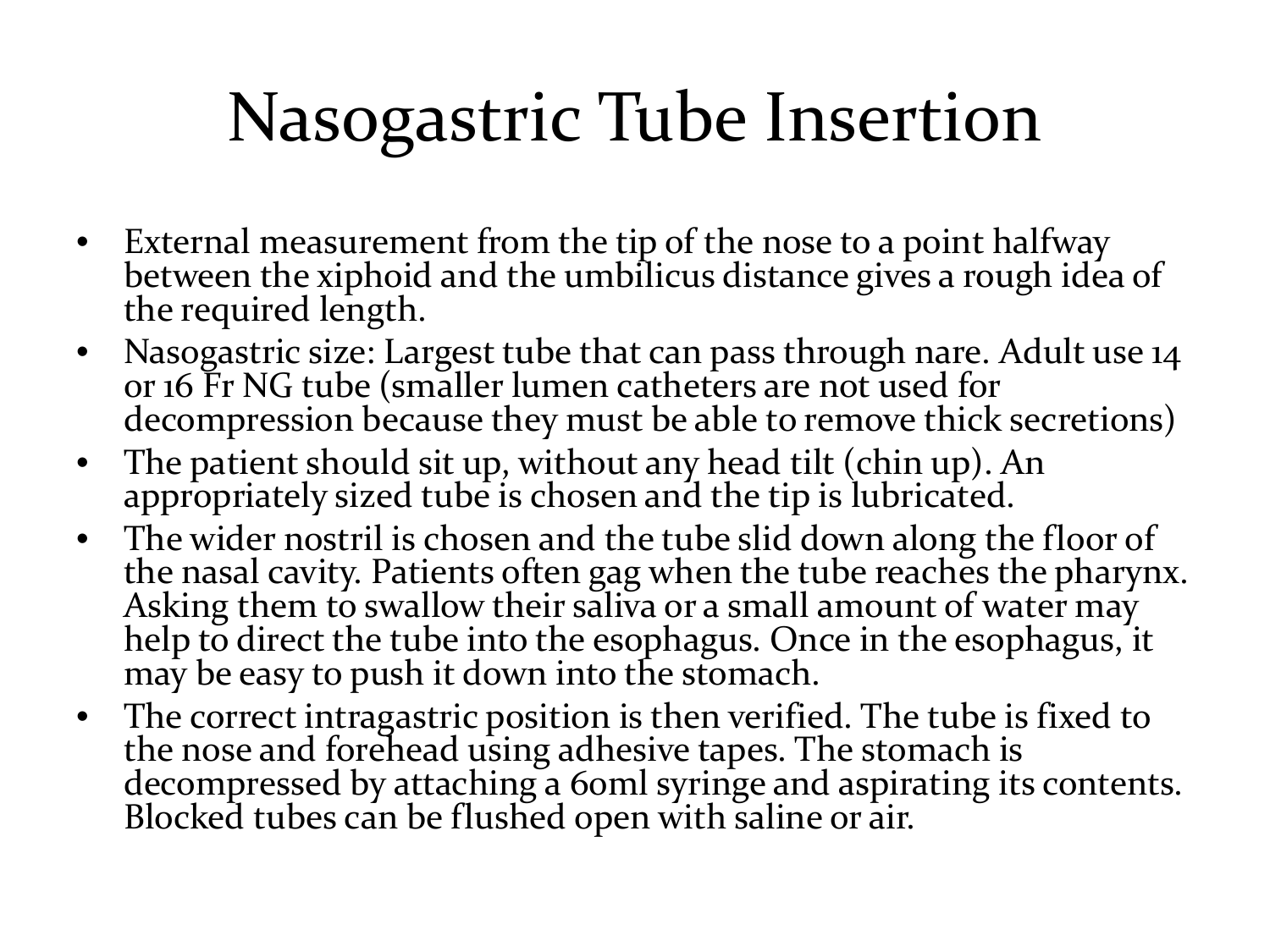# Nasogastric Tube Insertion

- External measurement from the tip of the nose to a point halfway between the xiphoid and the umbilicus distance gives a rough idea of the required length.
- Nasogastric size: Largest tube that can pass through nare. Adult use 14 or 16 Fr NG tube (smaller lumen catheters are not used for decompression because they must be able to remove thick secretions)
- The patient should sit up, without any head tilt (chin up). An appropriately sized tube is chosen and the tip is lubricated.
- The wider nostril is chosen and the tube slid down along the floor of the nasal cavity. Patients often gag when the tube reaches the pharynx. Asking them to swallow their saliva or a small amount of water may help to direct the tube into the esophagus. Once in the esophagus, it may be easy to push it down into the stomach.
- The correct intragastric position is then verified. The tube is fixed to the nose and forehead using adhesive tapes. The stomach is decompressed by attaching a 60ml syringe and aspirating its contents. Blocked tubes can be flushed open with saline or air.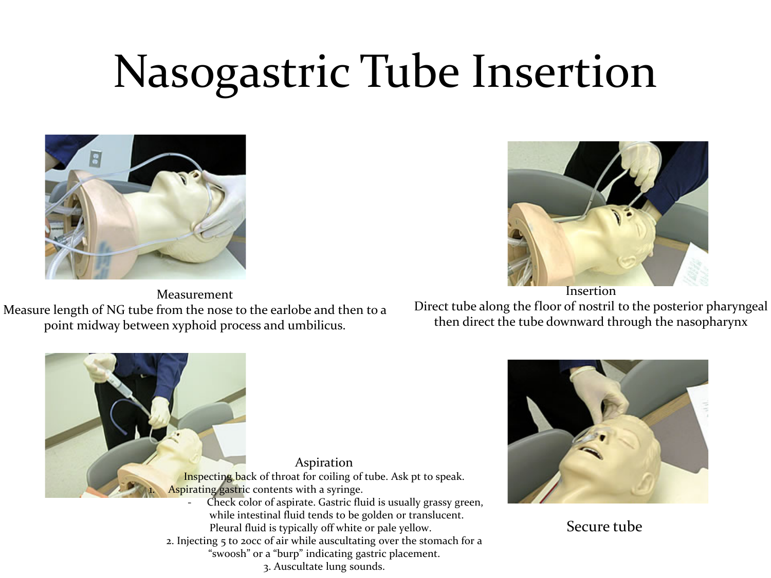# Nasogastric Tube Insertion

Measurement

Measure length of NG tube from the nose to the earlobe and then to a point midway between xyphoid process and umbilicus.

Insertion

Direct tube along the floor of nostril to the posterior pharyngeal then direct the tube downward through the nasopharynx

Aspiration

Inspecting back of throat for coiling of tube. Ask pt to speak.

1. Aspirating gastric contents with a syringe.
   - Check color of aspirate. Gastric fluid is usually grassy green, while intestinal fluid tends to be golden or translucent. Pleural fluid is typically off white or pale yellow.
2. Injecting 5 to 20cc of air while auscultating over the stomach for a "swoosh" or a "burp" indicating gastric placement.
3. Auscultate lung sounds.

Secure tube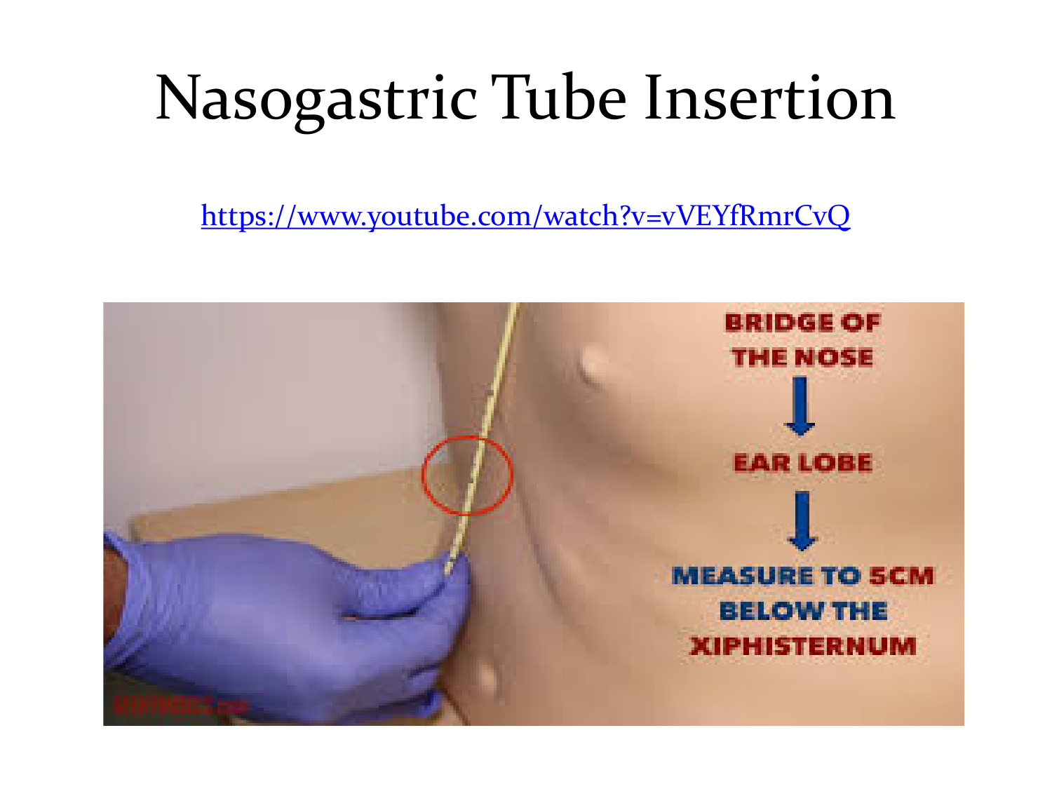# Nasogastric Tube Insertion

https://www.youtube.com/watch?v=vVEYfRmrCvQ

BRIDGE OF THE NOSE

EAR LOBE

MEASURE TO 5CM BELOW THE XIPHISTERNUM